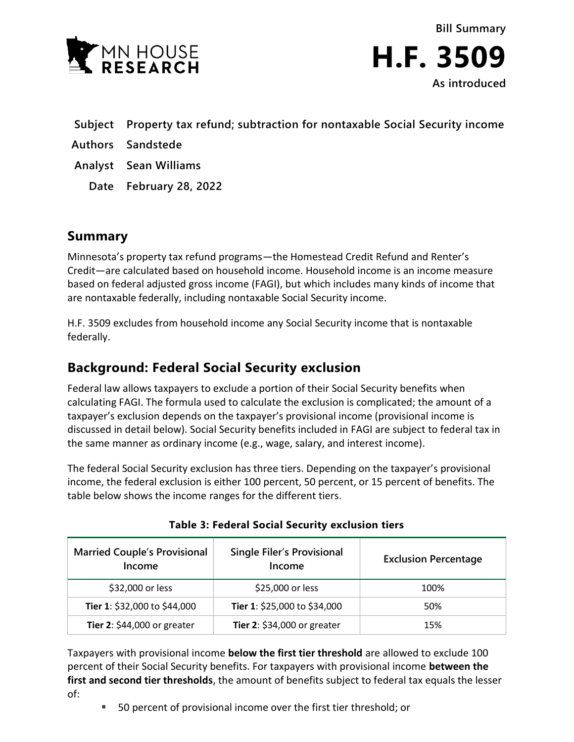MN HOUSE RESEARCH

**Bill Summary**

# H.F. 3509

**As introduced**

| | |
|---|---|
| **Subject** | **Property tax refund; subtraction for nontaxable Social Security income** |
| **Authors** | **Sandstede** |
| **Analyst** | **Sean Williams** |
| **Date** | **February 28, 2022** |

## Summary

Minnesota's property tax refund programs—the Homestead Credit Refund and Renter's Credit—are calculated based on household income. Household income is an income measure based on federal adjusted gross income (FAGI), but which includes many kinds of income that are nontaxable federally, including nontaxable Social Security income.

H.F. 3509 excludes from household income any Social Security income that is nontaxable federally.

## Background: Federal Social Security exclusion

Federal law allows taxpayers to exclude a portion of their Social Security benefits when calculating FAGI. The formula used to calculate the exclusion is complicated; the amount of a taxpayer's exclusion depends on the taxpayer's provisional income (provisional income is discussed in detail below). Social Security benefits included in FAGI are subject to federal tax in the same manner as ordinary income (e.g., wage, salary, and interest income).

The federal Social Security exclusion has three tiers. Depending on the taxpayer's provisional income, the federal exclusion is either 100 percent, 50 percent, or 15 percent of benefits. The table below shows the income ranges for the different tiers.

**Table 3: Federal Social Security exclusion tiers**

| Married Couple's Provisional Income | Single Filer's Provisional Income | Exclusion Percentage |
|---|---|---|
| \$32,000 or less | \$25,000 or less | 100% |
| **Tier 1**: \$32,000 to \$44,000 | **Tier 1**: \$25,000 to \$34,000 | 50% |
| **Tier 2**: \$44,000 or greater | **Tier 2**: \$34,000 or greater | 15% |

Taxpayers with provisional income **below the first tier threshold** are allowed to exclude 100 percent of their Social Security benefits. For taxpayers with provisional income **between the first and second tier thresholds**, the amount of benefits subject to federal tax equals the lesser of:

- 50 percent of provisional income over the first tier threshold; or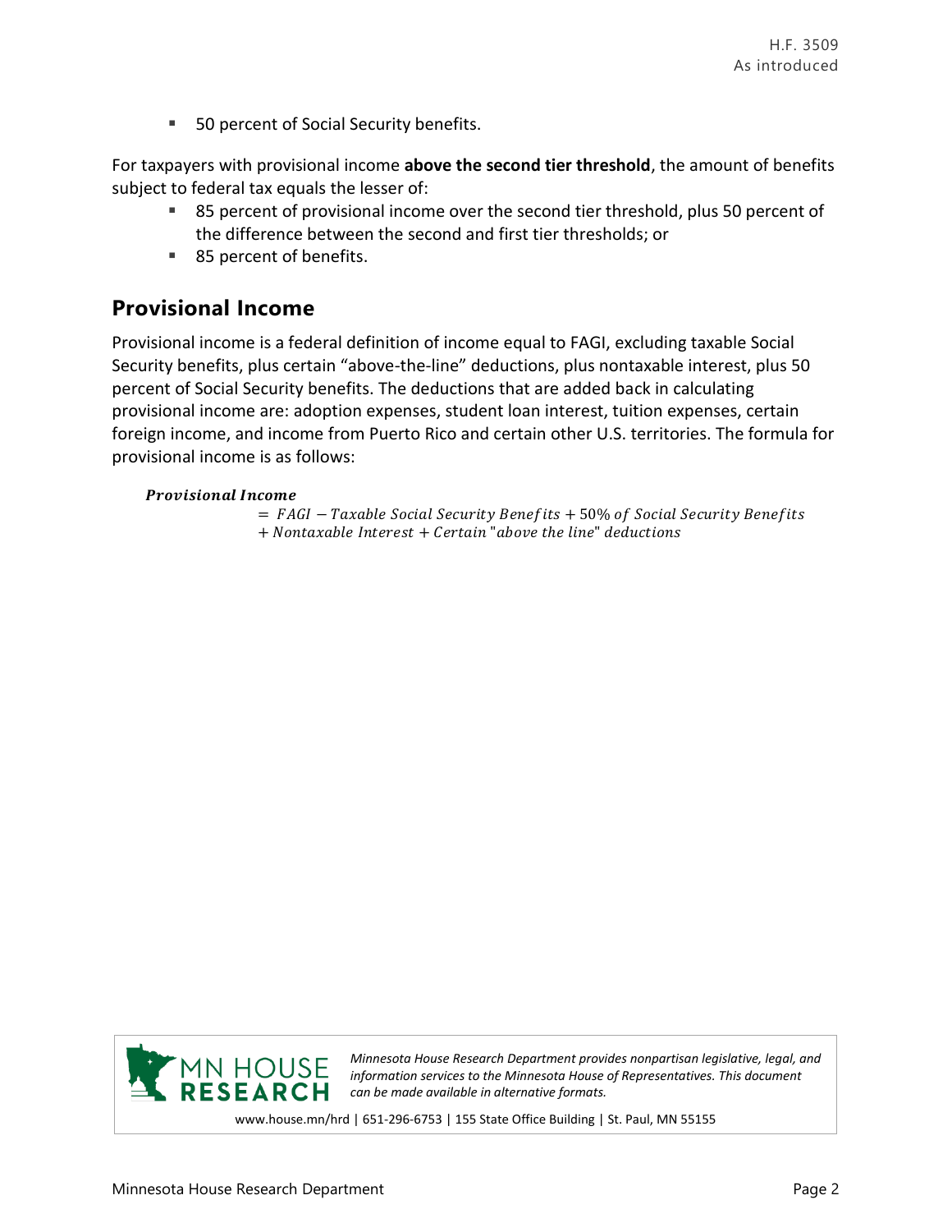- 50 percent of Social Security benefits.

For taxpayers with provisional income **above the second tier threshold**, the amount of benefits subject to federal tax equals the lesser of:

- 85 percent of provisional income over the second tier threshold, plus 50 percent of the difference between the second and first tier thresholds; or
- 85 percent of benefits.

## Provisional Income

Provisional income is a federal definition of income equal to FAGI, excluding taxable Social Security benefits, plus certain "above-the-line" deductions, plus nontaxable interest, plus 50 percent of Social Security benefits. The deductions that are added back in calculating provisional income are: adoption expenses, student loan interest, tuition expenses, certain foreign income, and income from Puerto Rico and certain other U.S. territories. The formula for provisional income is as follows:

$$\textbf{\textit{Provisional Income}} = FAGI - Taxable\ Social\ Security\ Benefits + 50\%\ of\ Social\ Security\ Benefits + Nontaxable\ Interest + Certain\ \text{"}above\ the\ line\text{"}\ deductions$$

*Minnesota House Research Department provides nonpartisan legislative, legal, and information services to the Minnesota House of Representatives. This document can be made available in alternative formats.*

www.house.mn/hrd | 651-296-6753 | 155 State Office Building | St. Paul, MN 55155